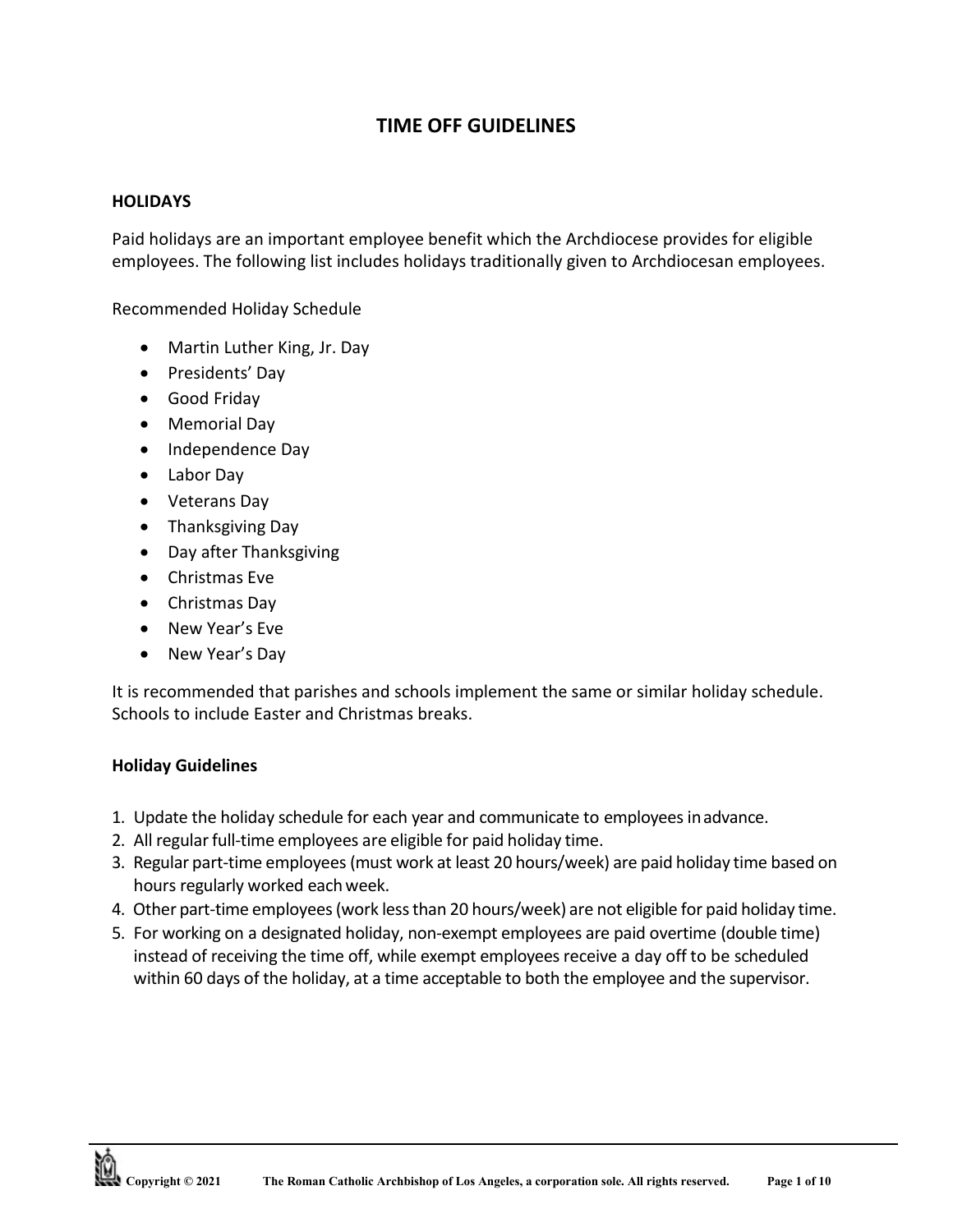# TIME OFF GUIDELINES

## HOLIDAYS

Paid holidays are an important employee benefit which the Archdiocese provides for eligible employees. The following list includes holidays traditionally given to Archdiocesan employees.

Recommended Holiday Schedule

- Martin Luther King, Jr. Day
- Presidents' Day
- Good Friday
- Memorial Day
- Independence Day
- Labor Day
- Veterans Day
- Thanksgiving Day
- Day after Thanksgiving
- Christmas Eve
- Christmas Day
- New Year's Eve
- New Year's Day

It is recommended that parishes and schools implement the same or similar holiday schedule. Schools to include Easter and Christmas breaks.

### Holiday Guidelines

1. Update the holiday schedule for each year and communicate to employees in advance.
2. All regular full-time employees are eligible for paid holiday time.
3. Regular part-time employees (must work at least 20 hours/week) are paid holiday time based on hours regularly worked each week.
4. Other part-time employees (work less than 20 hours/week) are not eligible for paid holiday time.
5. For working on a designated holiday, non-exempt employees are paid overtime (double time) instead of receiving the time off, while exempt employees receive a day off to be scheduled within 60 days of the holiday, at a time acceptable to both the employee and the supervisor.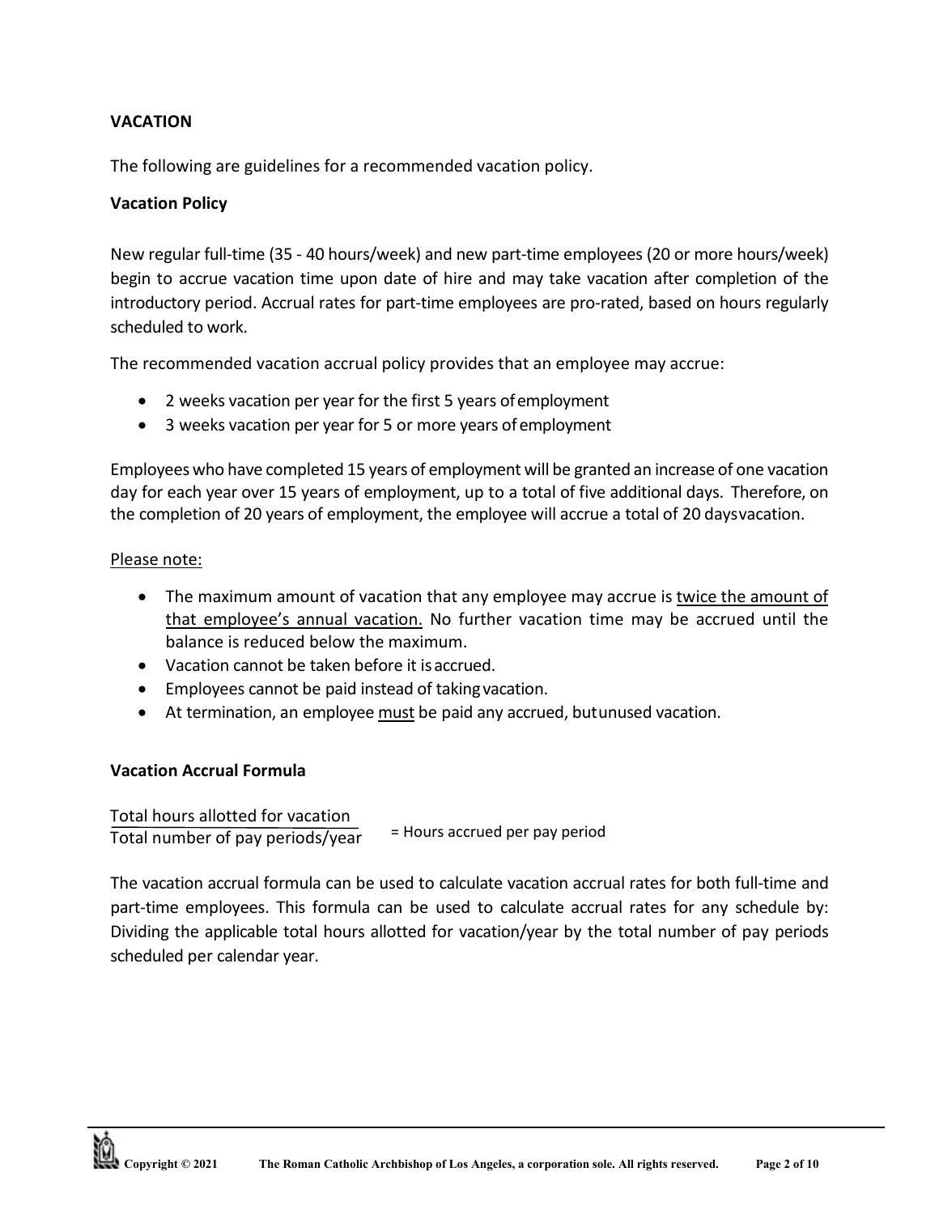## VACATION

The following are guidelines for a recommended vacation policy.

### Vacation Policy

New regular full-time (35 - 40 hours/week) and new part-time employees (20 or more hours/week) begin to accrue vacation time upon date of hire and may take vacation after completion of the introductory period. Accrual rates for part-time employees are pro-rated, based on hours regularly scheduled to work.

The recommended vacation accrual policy provides that an employee may accrue:

- 2 weeks vacation per year for the first 5 years of employment
- 3 weeks vacation per year for 5 or more years of employment

Employees who have completed 15 years of employment will be granted an increase of one vacation day for each year over 15 years of employment, up to a total of five additional days. Therefore, on the completion of 20 years of employment, the employee will accrue a total of 20 days vacation.

Please note:

- The maximum amount of vacation that any employee may accrue is twice the amount of that employee's annual vacation. No further vacation time may be accrued until the balance is reduced below the maximum.
- Vacation cannot be taken before it is accrued.
- Employees cannot be paid instead of taking vacation.
- At termination, an employee must be paid any accrued, but unused vacation.

### Vacation Accrual Formula

$$\frac{\text{Total hours allotted for vacation}}{\text{Total number of pay periods/year}} = \text{Hours accrued per pay period}$$

The vacation accrual formula can be used to calculate vacation accrual rates for both full-time and part-time employees. This formula can be used to calculate accrual rates for any schedule by: Dividing the applicable total hours allotted for vacation/year by the total number of pay periods scheduled per calendar year.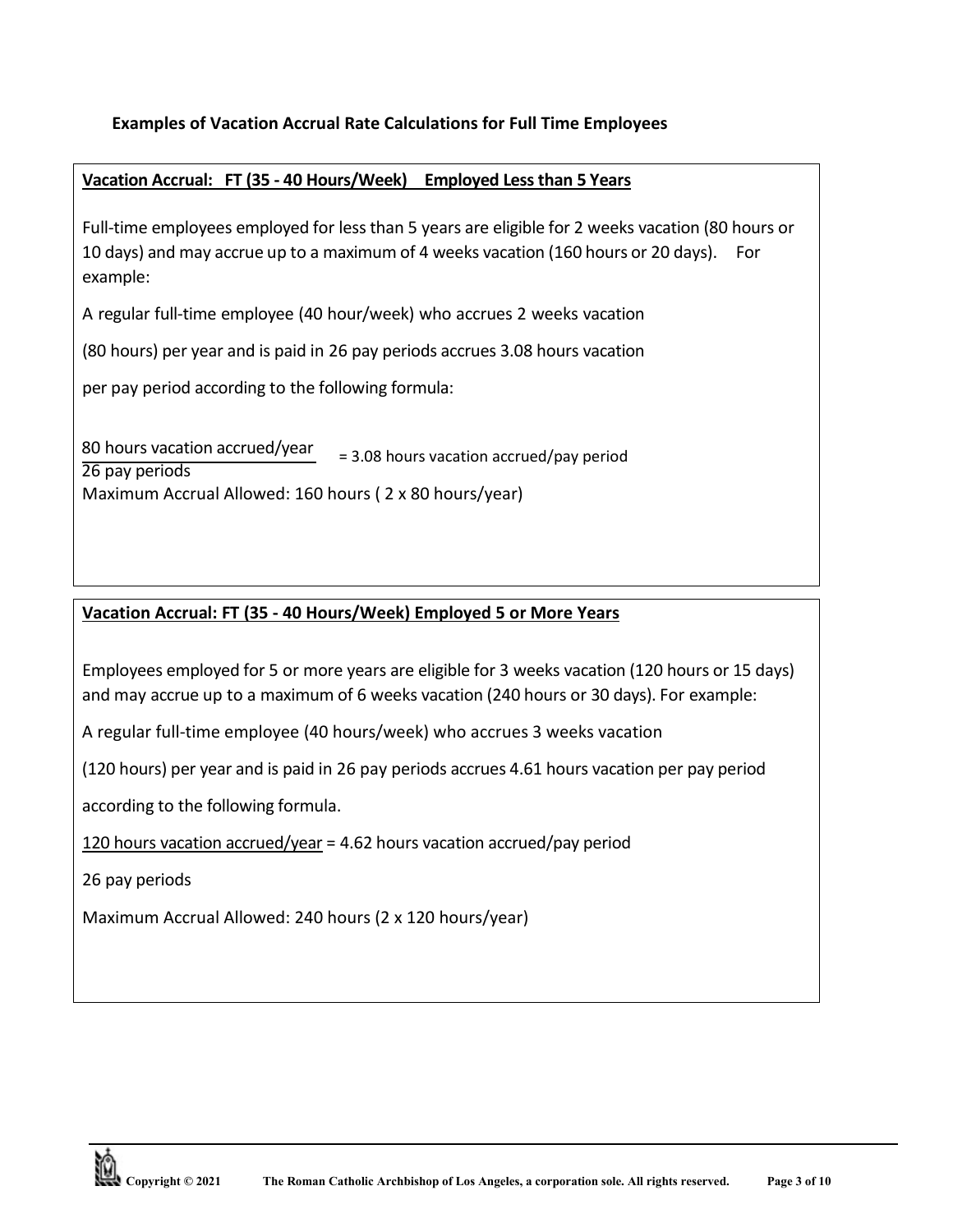**Examples of Vacation Accrual Rate Calculations for Full Time Employees**

**Vacation Accrual: FT (35 - 40 Hours/Week) Employed Less than 5 Years**

Full-time employees employed for less than 5 years are eligible for 2 weeks vacation (80 hours or 10 days) and may accrue up to a maximum of 4 weeks vacation (160 hours or 20 days). For example:

A regular full-time employee (40 hour/week) who accrues 2 weeks vacation

(80 hours) per year and is paid in 26 pay periods accrues 3.08 hours vacation

per pay period according to the following formula:

$$\frac{\text{80 hours vacation accrued/year}}{\text{26 pay periods}} = \text{3.08 hours vacation accrued/pay period}$$

Maximum Accrual Allowed: 160 hours ( 2 x 80 hours/year)

**Vacation Accrual: FT (35 - 40 Hours/Week) Employed 5 or More Years**

Employees employed for 5 or more years are eligible for 3 weeks vacation (120 hours or 15 days) and may accrue up to a maximum of 6 weeks vacation (240 hours or 30 days). For example:

A regular full-time employee (40 hours/week) who accrues 3 weeks vacation

(120 hours) per year and is paid in 26 pay periods accrues 4.61 hours vacation per pay period

according to the following formula.

$$\frac{\text{120 hours vacation accrued/year}}{\text{26 pay periods}} = \text{4.62 hours vacation accrued/pay period}$$

Maximum Accrual Allowed: 240 hours (2 x 120 hours/year)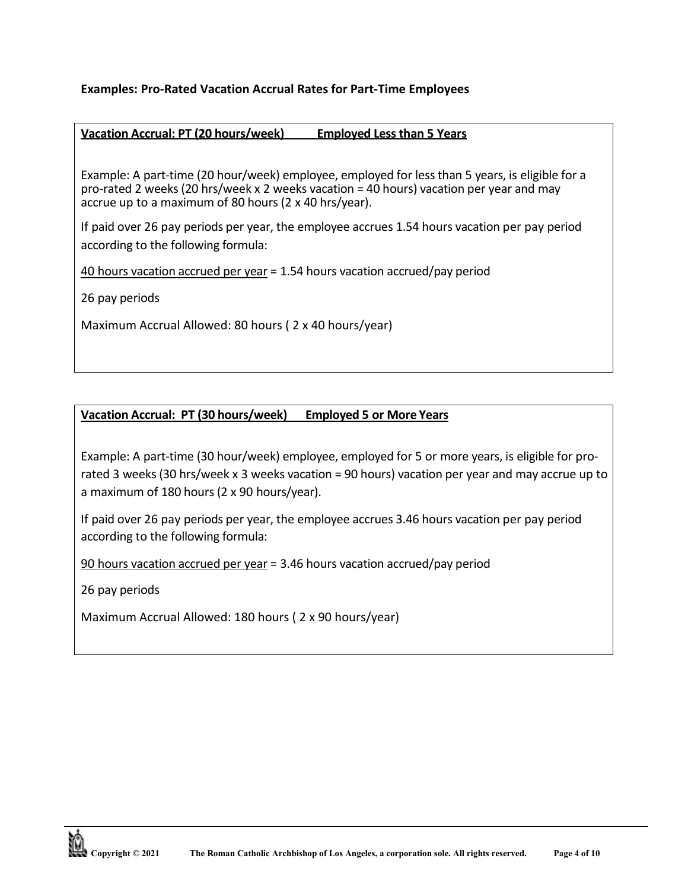**Examples: Pro-Rated Vacation Accrual Rates for Part-Time Employees**

**Vacation Accrual: PT (20 hours/week)     Employed Less than 5 Years**

Example: A part-time (20 hour/week) employee, employed for less than 5 years, is eligible for a pro-rated 2 weeks (20 hrs/week x 2 weeks vacation = 40 hours) vacation per year and may accrue up to a maximum of 80 hours (2 x 40 hrs/year).

If paid over 26 pay periods per year, the employee accrues 1.54 hours vacation per pay period according to the following formula:

40 hours vacation accrued per year = 1.54 hours vacation accrued/pay period

26 pay periods

Maximum Accrual Allowed: 80 hours ( 2 x 40 hours/year)

**Vacation Accrual: PT (30 hours/week)     Employed 5 or More Years**

Example: A part-time (30 hour/week) employee, employed for 5 or more years, is eligible for pro-rated 3 weeks (30 hrs/week x 3 weeks vacation = 90 hours) vacation per year and may accrue up to a maximum of 180 hours (2 x 90 hours/year).

If paid over 26 pay periods per year, the employee accrues 3.46 hours vacation per pay period according to the following formula:

90 hours vacation accrued per year = 3.46 hours vacation accrued/pay period

26 pay periods

Maximum Accrual Allowed: 180 hours ( 2 x 90 hours/year)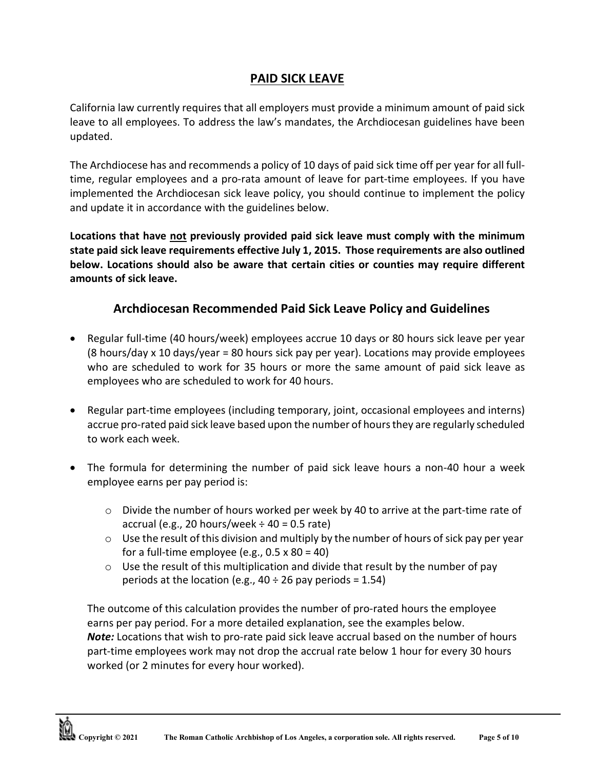## PAID SICK LEAVE

California law currently requires that all employers must provide a minimum amount of paid sick leave to all employees. To address the law's mandates, the Archdiocesan guidelines have been updated.

The Archdiocese has and recommends a policy of 10 days of paid sick time off per year for all full-time, regular employees and a pro-rata amount of leave for part-time employees. If you have implemented the Archdiocesan sick leave policy, you should continue to implement the policy and update it in accordance with the guidelines below.

**Locations that have not previously provided paid sick leave must comply with the minimum state paid sick leave requirements effective July 1, 2015. Those requirements are also outlined below. Locations should also be aware that certain cities or counties may require different amounts of sick leave.**

### Archdiocesan Recommended Paid Sick Leave Policy and Guidelines

- Regular full-time (40 hours/week) employees accrue 10 days or 80 hours sick leave per year (8 hours/day x 10 days/year = 80 hours sick pay per year). Locations may provide employees who are scheduled to work for 35 hours or more the same amount of paid sick leave as employees who are scheduled to work for 40 hours.

- Regular part-time employees (including temporary, joint, occasional employees and interns) accrue pro-rated paid sick leave based upon the number of hours they are regularly scheduled to work each week.

- The formula for determining the number of paid sick leave hours a non-40 hour a week employee earns per pay period is:

  - Divide the number of hours worked per week by 40 to arrive at the part-time rate of accrual (e.g., 20 hours/week ÷ 40 = 0.5 rate)
  - Use the result of this division and multiply by the number of hours of sick pay per year for a full-time employee (e.g., 0.5 x 80 = 40)
  - Use the result of this multiplication and divide that result by the number of pay periods at the location (e.g., 40 ÷ 26 pay periods = 1.54)

  The outcome of this calculation provides the number of pro-rated hours the employee earns per pay period. For a more detailed explanation, see the examples below.
  ***Note:*** Locations that wish to pro-rate paid sick leave accrual based on the number of hours part-time employees work may not drop the accrual rate below 1 hour for every 30 hours worked (or 2 minutes for every hour worked).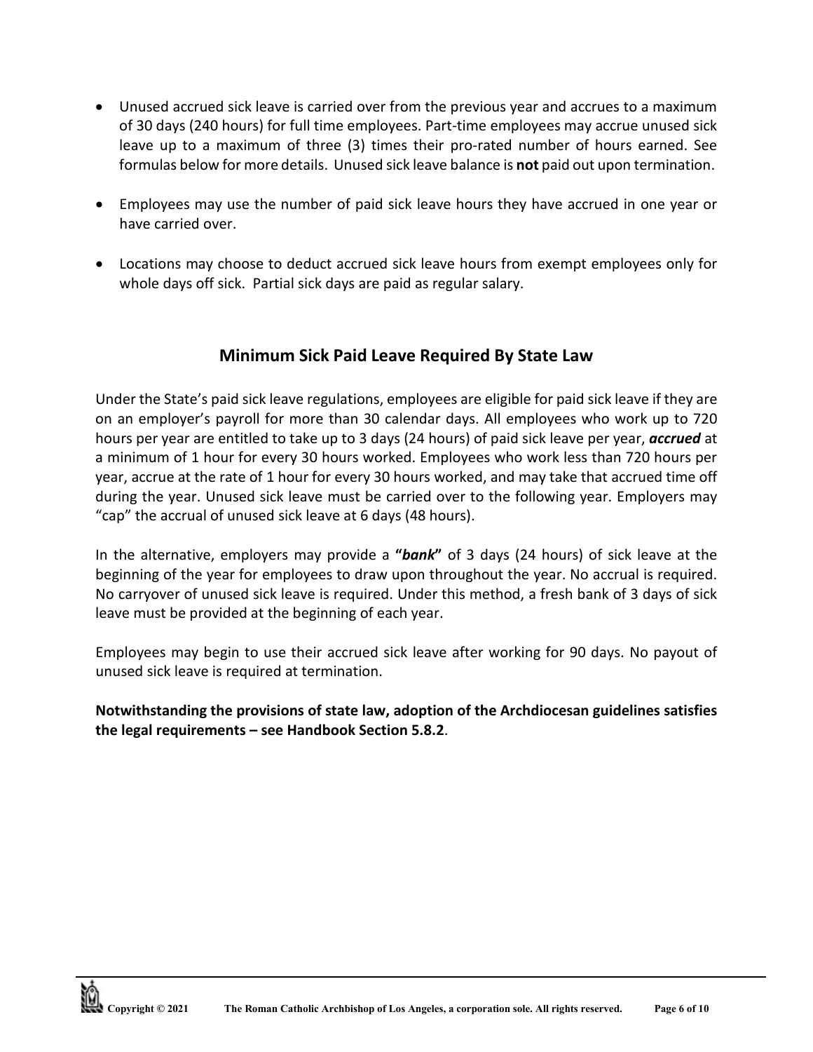- Unused accrued sick leave is carried over from the previous year and accrues to a maximum of 30 days (240 hours) for full time employees. Part-time employees may accrue unused sick leave up to a maximum of three (3) times their pro-rated number of hours earned. See formulas below for more details. Unused sick leave balance is **not** paid out upon termination.

- Employees may use the number of paid sick leave hours they have accrued in one year or have carried over.

- Locations may choose to deduct accrued sick leave hours from exempt employees only for whole days off sick. Partial sick days are paid as regular salary.

## Minimum Sick Paid Leave Required By State Law

Under the State's paid sick leave regulations, employees are eligible for paid sick leave if they are on an employer's payroll for more than 30 calendar days. All employees who work up to 720 hours per year are entitled to take up to 3 days (24 hours) of paid sick leave per year, ***accrued*** at a minimum of 1 hour for every 30 hours worked. Employees who work less than 720 hours per year, accrue at the rate of 1 hour for every 30 hours worked, and may take that accrued time off during the year. Unused sick leave must be carried over to the following year. Employers may "cap" the accrual of unused sick leave at 6 days (48 hours).

In the alternative, employers may provide a **"*bank*"** of 3 days (24 hours) of sick leave at the beginning of the year for employees to draw upon throughout the year. No accrual is required. No carryover of unused sick leave is required. Under this method, a fresh bank of 3 days of sick leave must be provided at the beginning of each year.

Employees may begin to use their accrued sick leave after working for 90 days. No payout of unused sick leave is required at termination.

**Notwithstanding the provisions of state law, adoption of the Archdiocesan guidelines satisfies the legal requirements – see Handbook Section 5.8.2**.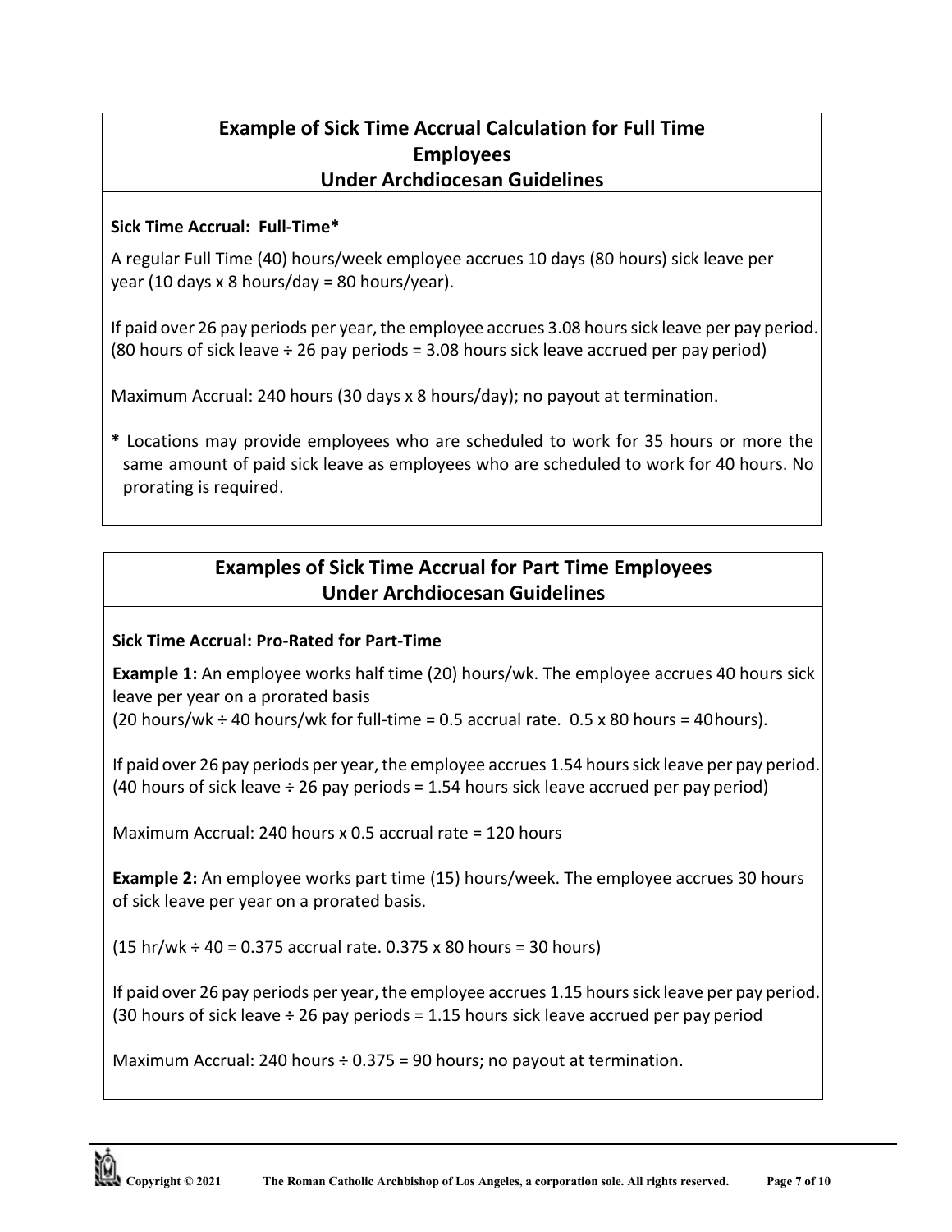## Example of Sick Time Accrual Calculation for Full Time Employees Under Archdiocesan Guidelines

**Sick Time Accrual: Full-Time***

A regular Full Time (40) hours/week employee accrues 10 days (80 hours) sick leave per year (10 days x 8 hours/day = 80 hours/year).

If paid over 26 pay periods per year, the employee accrues 3.08 hours sick leave per pay period. (80 hours of sick leave ÷ 26 pay periods = 3.08 hours sick leave accrued per pay period)

Maximum Accrual: 240 hours (30 days x 8 hours/day); no payout at termination.

**\*** Locations may provide employees who are scheduled to work for 35 hours or more the same amount of paid sick leave as employees who are scheduled to work for 40 hours. No prorating is required.

## Examples of Sick Time Accrual for Part Time Employees Under Archdiocesan Guidelines

**Sick Time Accrual: Pro-Rated for Part-Time**

**Example 1:** An employee works half time (20) hours/wk. The employee accrues 40 hours sick leave per year on a prorated basis
(20 hours/wk ÷ 40 hours/wk for full-time = 0.5 accrual rate. 0.5 x 80 hours = 40 hours).

If paid over 26 pay periods per year, the employee accrues 1.54 hours sick leave per pay period. (40 hours of sick leave ÷ 26 pay periods = 1.54 hours sick leave accrued per pay period)

Maximum Accrual: 240 hours x 0.5 accrual rate = 120 hours

**Example 2:** An employee works part time (15) hours/week. The employee accrues 30 hours of sick leave per year on a prorated basis.

(15 hr/wk ÷ 40 = 0.375 accrual rate. 0.375 x 80 hours = 30 hours)

If paid over 26 pay periods per year, the employee accrues 1.15 hours sick leave per pay period. (30 hours of sick leave ÷ 26 pay periods = 1.15 hours sick leave accrued per pay period

Maximum Accrual: 240 hours ÷ 0.375 = 90 hours; no payout at termination.

Copyright © 2021 The Roman Catholic Archbishop of Los Angeles, a corporation sole. All rights reserved.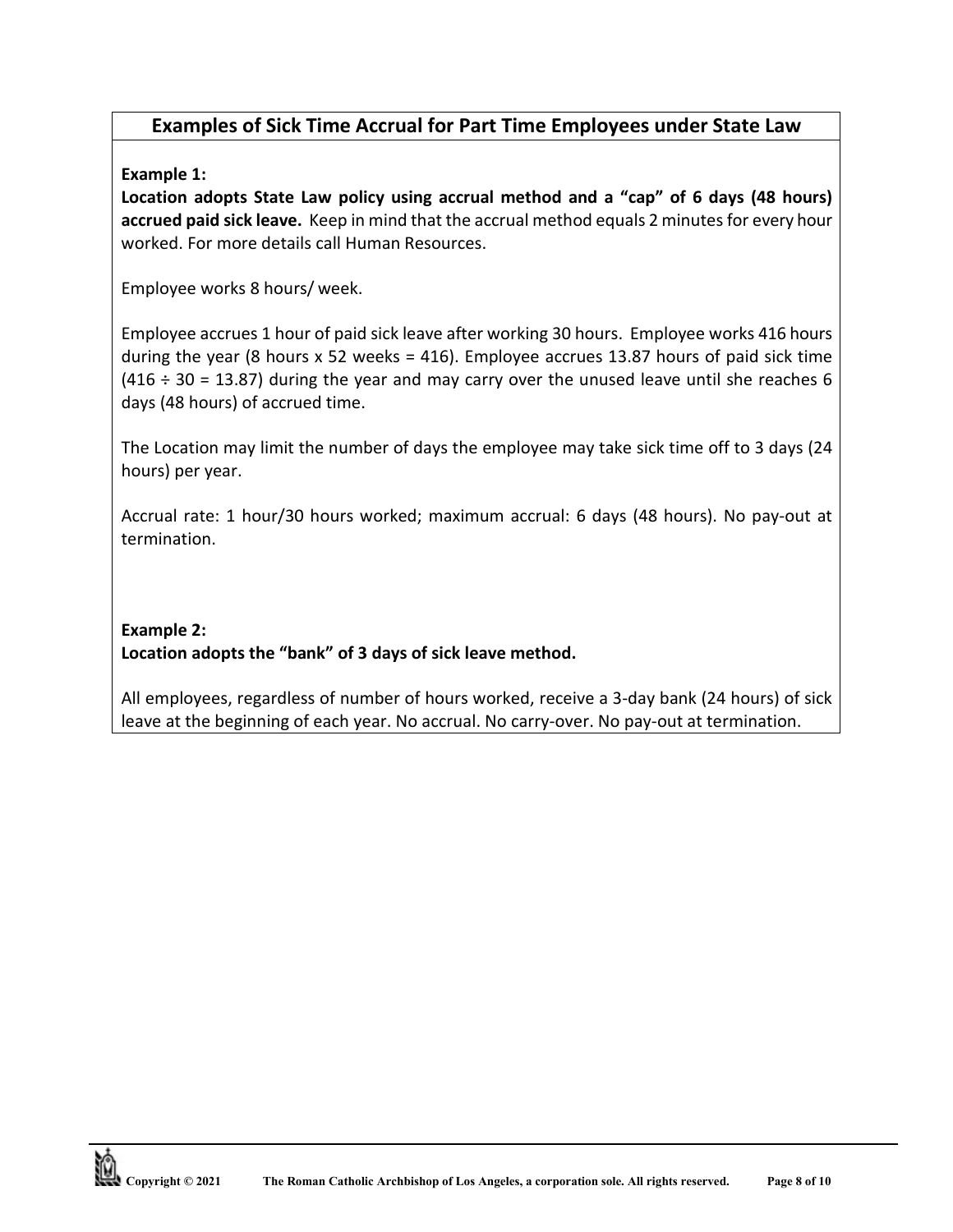## Examples of Sick Time Accrual for Part Time Employees under State Law

**Example 1:**

**Location adopts State Law policy using accrual method and a "cap" of 6 days (48 hours) accrued paid sick leave.** Keep in mind that the accrual method equals 2 minutes for every hour worked. For more details call Human Resources.

Employee works 8 hours/ week.

Employee accrues 1 hour of paid sick leave after working 30 hours. Employee works 416 hours during the year (8 hours x 52 weeks = 416). Employee accrues 13.87 hours of paid sick time (416 ÷ 30 = 13.87) during the year and may carry over the unused leave until she reaches 6 days (48 hours) of accrued time.

The Location may limit the number of days the employee may take sick time off to 3 days (24 hours) per year.

Accrual rate: 1 hour/30 hours worked; maximum accrual: 6 days (48 hours). No pay-out at termination.

**Example 2:**

**Location adopts the "bank" of 3 days of sick leave method.**

All employees, regardless of number of hours worked, receive a 3-day bank (24 hours) of sick leave at the beginning of each year. No accrual. No carry-over. No pay-out at termination.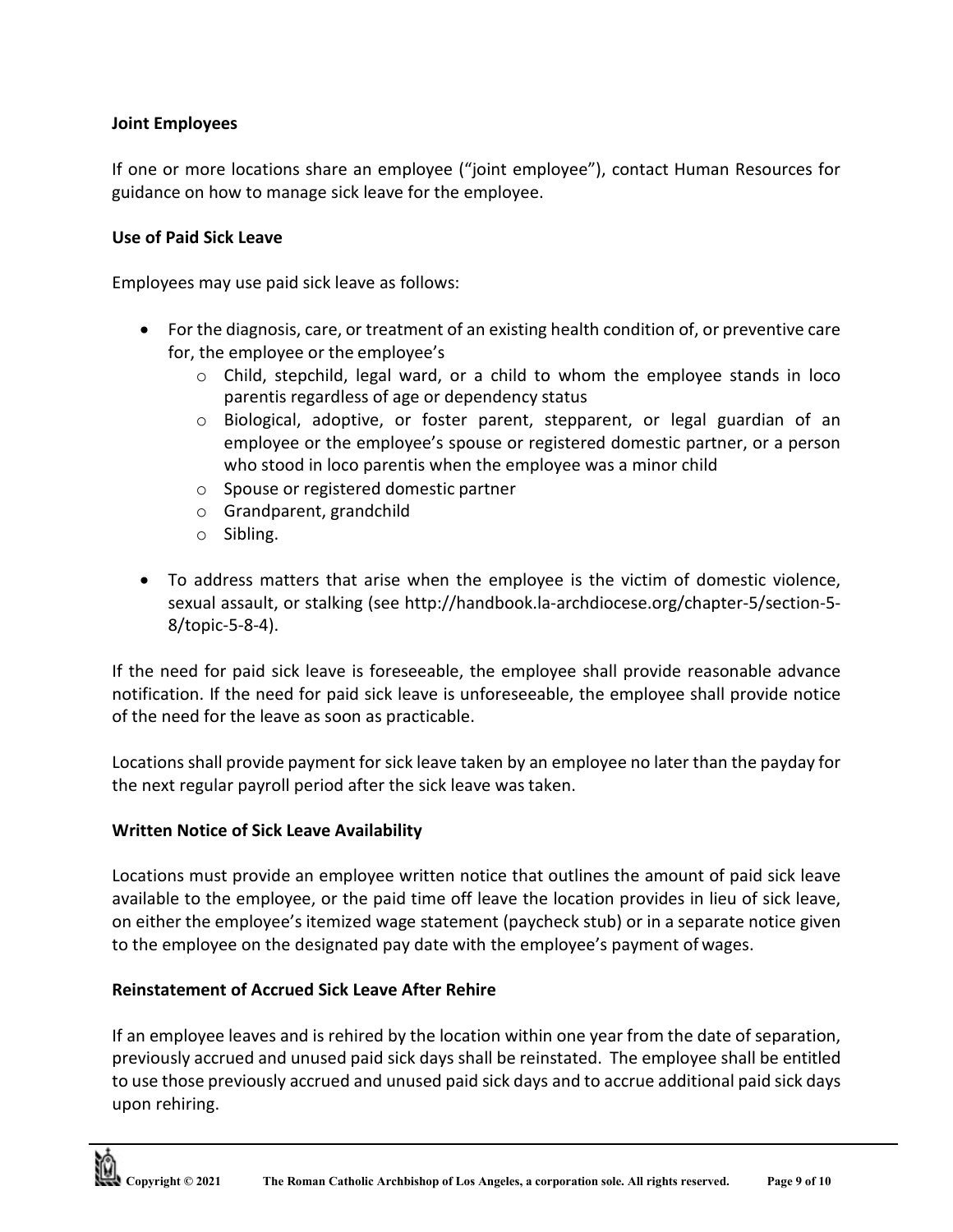**Joint Employees**

If one or more locations share an employee ("joint employee"), contact Human Resources for guidance on how to manage sick leave for the employee.

**Use of Paid Sick Leave**

Employees may use paid sick leave as follows:

- For the diagnosis, care, or treatment of an existing health condition of, or preventive care for, the employee or the employee's
  - Child, stepchild, legal ward, or a child to whom the employee stands in loco parentis regardless of age or dependency status
  - Biological, adoptive, or foster parent, stepparent, or legal guardian of an employee or the employee's spouse or registered domestic partner, or a person who stood in loco parentis when the employee was a minor child
  - Spouse or registered domestic partner
  - Grandparent, grandchild
  - Sibling.
- To address matters that arise when the employee is the victim of domestic violence, sexual assault, or stalking (see http://handbook.la-archdiocese.org/chapter-5/section-5-8/topic-5-8-4).

If the need for paid sick leave is foreseeable, the employee shall provide reasonable advance notification. If the need for paid sick leave is unforeseeable, the employee shall provide notice of the need for the leave as soon as practicable.

Locations shall provide payment for sick leave taken by an employee no later than the payday for the next regular payroll period after the sick leave was taken.

**Written Notice of Sick Leave Availability**

Locations must provide an employee written notice that outlines the amount of paid sick leave available to the employee, or the paid time off leave the location provides in lieu of sick leave, on either the employee's itemized wage statement (paycheck stub) or in a separate notice given to the employee on the designated pay date with the employee's payment of wages.

**Reinstatement of Accrued Sick Leave After Rehire**

If an employee leaves and is rehired by the location within one year from the date of separation, previously accrued and unused paid sick days shall be reinstated. The employee shall be entitled to use those previously accrued and unused paid sick days and to accrue additional paid sick days upon rehiring.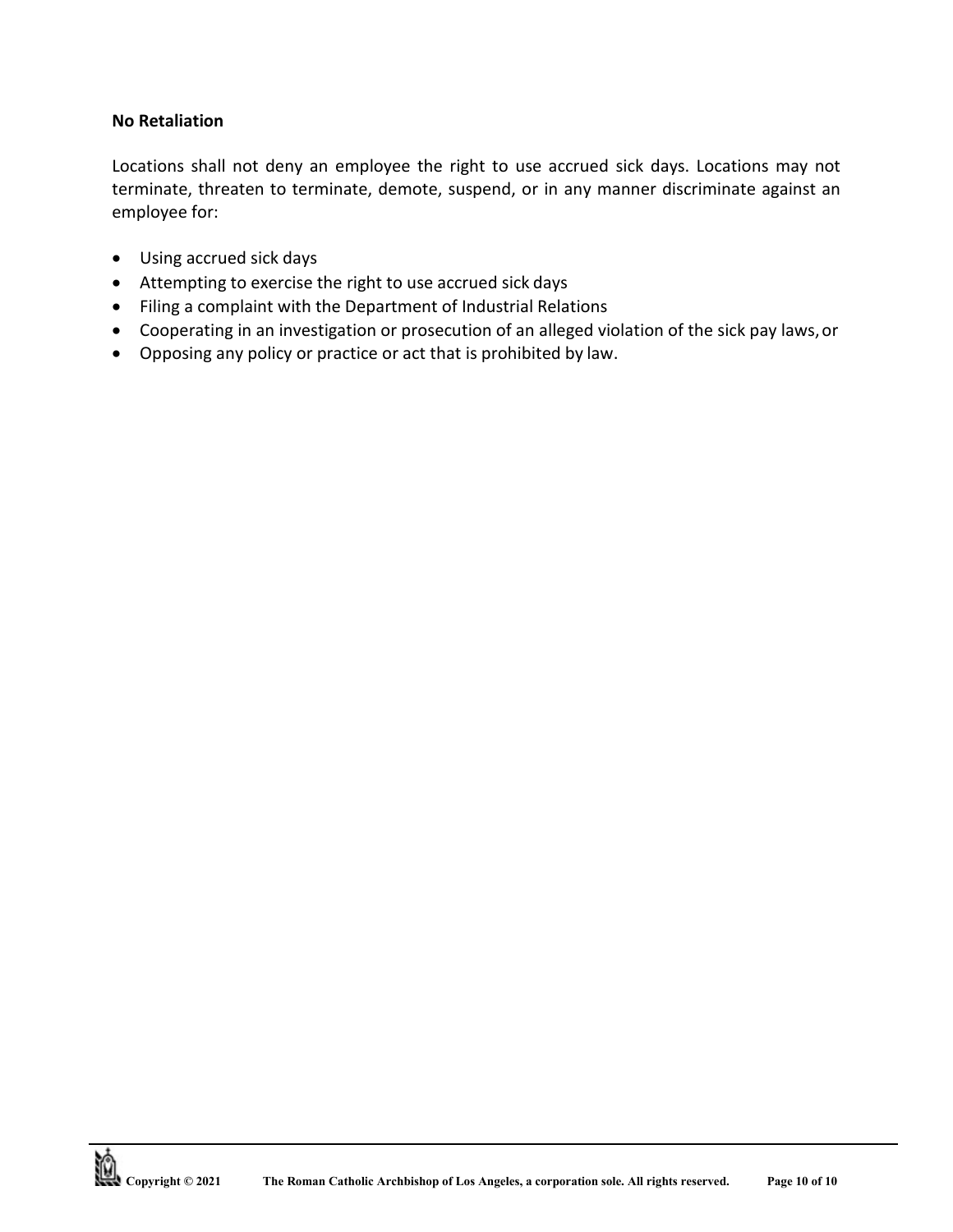**No Retaliation**

Locations shall not deny an employee the right to use accrued sick days. Locations may not terminate, threaten to terminate, demote, suspend, or in any manner discriminate against an employee for:

- Using accrued sick days
- Attempting to exercise the right to use accrued sick days
- Filing a complaint with the Department of Industrial Relations
- Cooperating in an investigation or prosecution of an alleged violation of the sick pay laws, or
- Opposing any policy or practice or act that is prohibited by law.